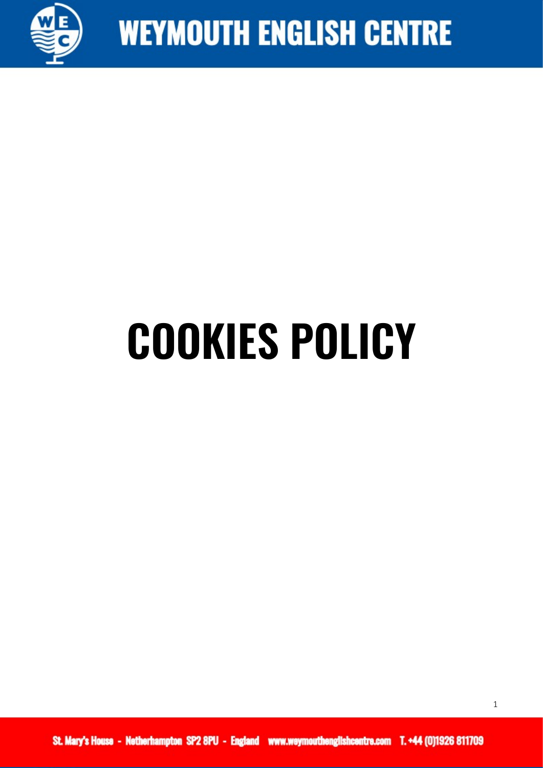# COOKIES POLICY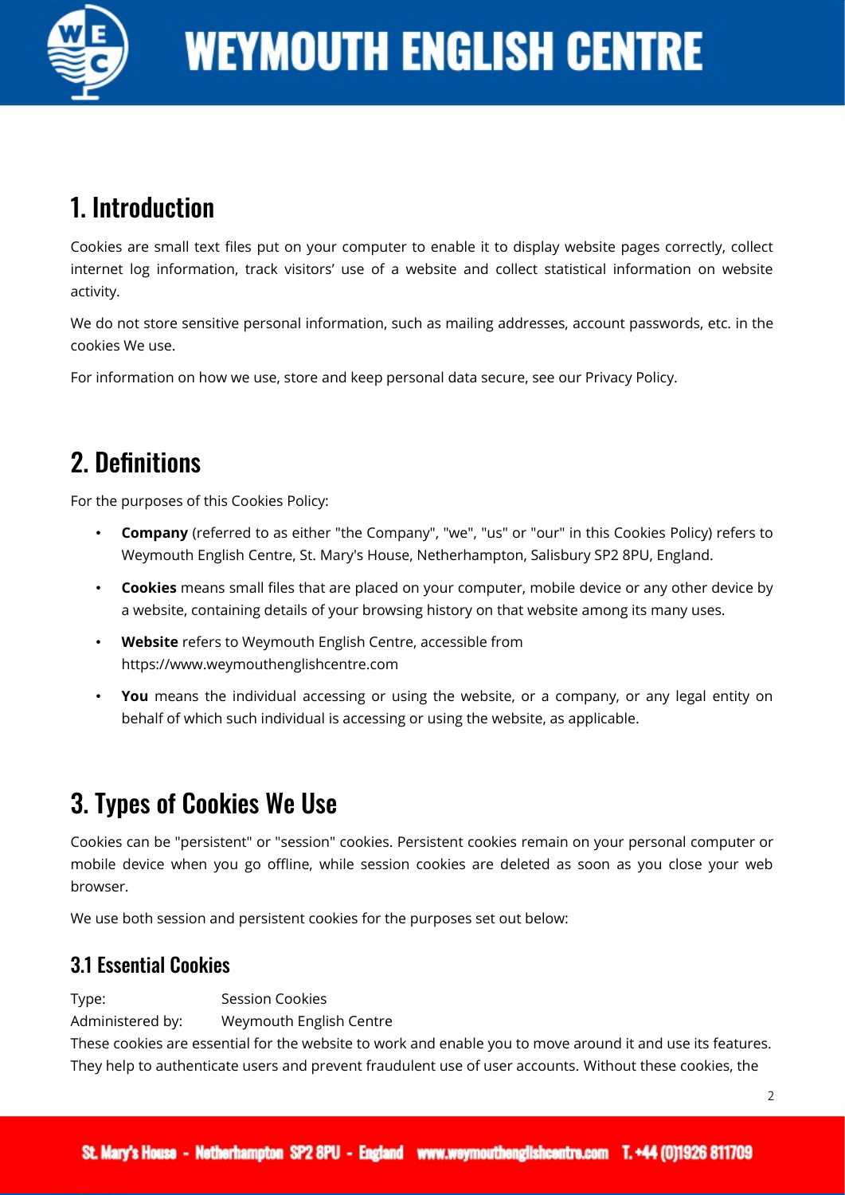# 1. Introduction

Cookies are small text files put on your computer to enable it to display website pages correctly, collect internet log information, track visitors' use of a website and collect statistical information on website activity.

We do not store sensitive personal information, such as mailing addresses, account passwords, etc. in the cookies We use.

For information on how we use, store and keep personal data secure, see our Privacy Policy.

# 2. Definitions

For the purposes of this Cookies Policy:

- **Company** (referred to as either "the Company", "we", "us" or "our" in this Cookies Policy) refers to Weymouth English Centre, St. Mary's House, Netherhampton, Salisbury SP2 8PU, England.
- **Cookies** means small files that are placed on your computer, mobile device or any other device by a website, containing details of your browsing history on that website among its many uses.
- **Website** refers to Weymouth English Centre, accessible from https://www.weymouthenglishcentre.com
- **You** means the individual accessing or using the website, or a company, or any legal entity on behalf of which such individual is accessing or using the website, as applicable.

# 3. Types of Cookies We Use

Cookies can be "persistent" or "session" cookies. Persistent cookies remain on your personal computer or mobile device when you go offline, while session cookies are deleted as soon as you close your web browser.

We use both session and persistent cookies for the purposes set out below:

## 3.1 Essential Cookies

Type: Session Cookies
Administered by: Weymouth English Centre
These cookies are essential for the website to work and enable you to move around it and use its features. They help to authenticate users and prevent fraudulent use of user accounts. Without these cookies, the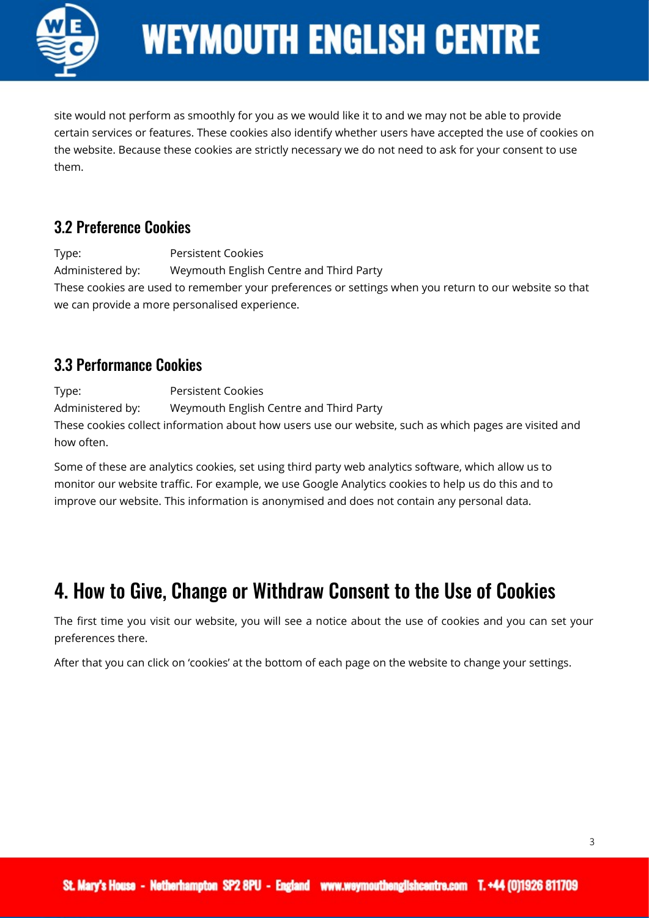site would not perform as smoothly for you as we would like it to and we may not be able to provide certain services or features. These cookies also identify whether users have accepted the use of cookies on the website. Because these cookies are strictly necessary we do not need to ask for your consent to use them.

### 3.2 Preference Cookies

Type: Persistent Cookies
Administered by: Weymouth English Centre and Third Party
These cookies are used to remember your preferences or settings when you return to our website so that we can provide a more personalised experience.

### 3.3 Performance Cookies

Type: Persistent Cookies
Administered by: Weymouth English Centre and Third Party
These cookies collect information about how users use our website, such as which pages are visited and how often.

Some of these are analytics cookies, set using third party web analytics software, which allow us to monitor our website traffic. For example, we use Google Analytics cookies to help us do this and to improve our website. This information is anonymised and does not contain any personal data.

## 4. How to Give, Change or Withdraw Consent to the Use of Cookies

The first time you visit our website, you will see a notice about the use of cookies and you can set your preferences there.

After that you can click on 'cookies' at the bottom of each page on the website to change your settings.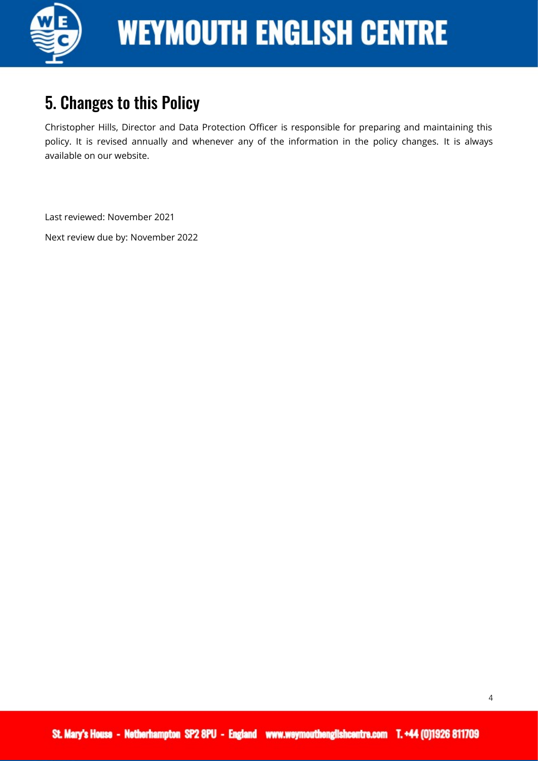## 5. Changes to this Policy

Christopher Hills, Director and Data Protection Officer is responsible for preparing and maintaining this policy. It is revised annually and whenever any of the information in the policy changes. It is always available on our website.

Last reviewed: November 2021

Next review due by: November 2022